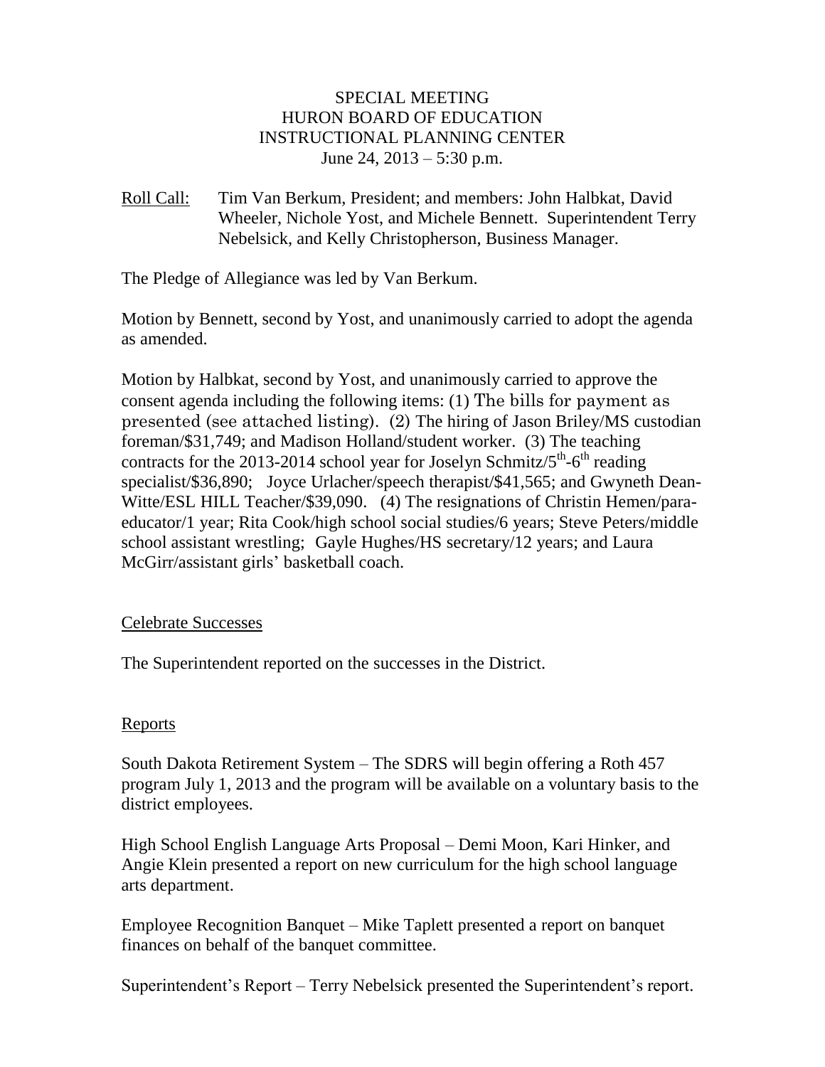# SPECIAL MEETING
# HURON BOARD OF EDUCATION
# INSTRUCTIONAL PLANNING CENTER
June 24, 2013 – 5:30 p.m.

Roll Call: Tim Van Berkum, President; and members: John Halbkat, David Wheeler, Nichole Yost, and Michele Bennett. Superintendent Terry Nebelsick, and Kelly Christopherson, Business Manager.

The Pledge of Allegiance was led by Van Berkum.

Motion by Bennett, second by Yost, and unanimously carried to adopt the agenda as amended.

Motion by Halbkat, second by Yost, and unanimously carried to approve the consent agenda including the following items: (1) The bills for payment as presented (see attached listing). (2) The hiring of Jason Briley/MS custodian foreman/$31,749; and Madison Holland/student worker. (3) The teaching contracts for the 2013-2014 school year for Joselyn Schmitz/5th-6th reading specialist/$36,890; Joyce Urlacher/speech therapist/$41,565; and Gwyneth Dean-Witte/ESL HILL Teacher/$39,090. (4) The resignations of Christin Hemen/para-educator/1 year; Rita Cook/high school social studies/6 years; Steve Peters/middle school assistant wrestling; Gayle Hughes/HS secretary/12 years; and Laura McGirr/assistant girls' basketball coach.

## Celebrate Successes

The Superintendent reported on the successes in the District.

## Reports

South Dakota Retirement System – The SDRS will begin offering a Roth 457 program July 1, 2013 and the program will be available on a voluntary basis to the district employees.

High School English Language Arts Proposal – Demi Moon, Kari Hinker, and Angie Klein presented a report on new curriculum for the high school language arts department.

Employee Recognition Banquet – Mike Taplett presented a report on banquet finances on behalf of the banquet committee.

Superintendent's Report – Terry Nebelsick presented the Superintendent's report.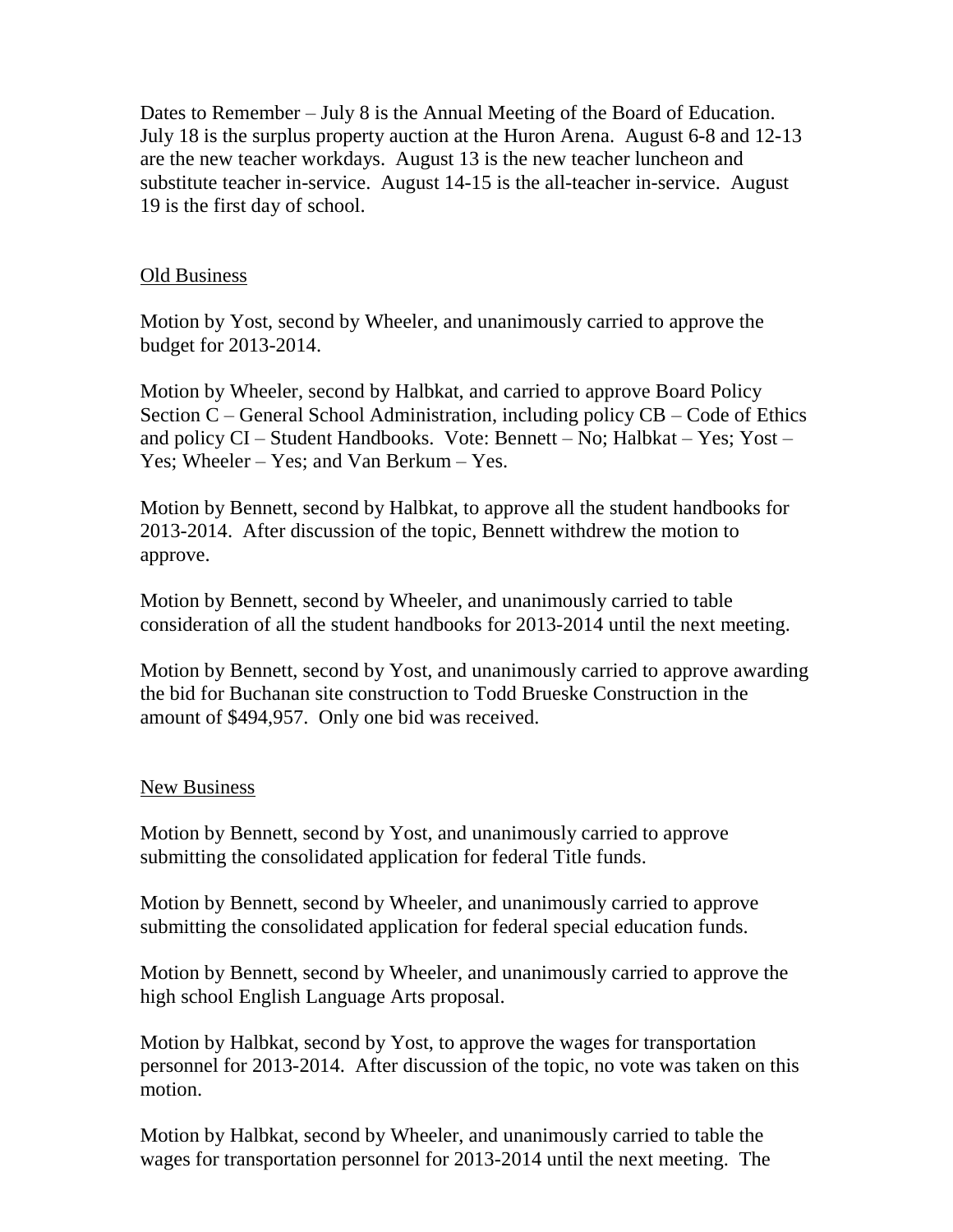Dates to Remember – July 8 is the Annual Meeting of the Board of Education. July 18 is the surplus property auction at the Huron Arena. August 6-8 and 12-13 are the new teacher workdays. August 13 is the new teacher luncheon and substitute teacher in-service. August 14-15 is the all-teacher in-service. August 19 is the first day of school.

## Old Business

Motion by Yost, second by Wheeler, and unanimously carried to approve the budget for 2013-2014.

Motion by Wheeler, second by Halbkat, and carried to approve Board Policy Section C – General School Administration, including policy CB – Code of Ethics and policy CI – Student Handbooks. Vote: Bennett – No; Halbkat – Yes; Yost – Yes; Wheeler – Yes; and Van Berkum – Yes.

Motion by Bennett, second by Halbkat, to approve all the student handbooks for 2013-2014. After discussion of the topic, Bennett withdrew the motion to approve.

Motion by Bennett, second by Wheeler, and unanimously carried to table consideration of all the student handbooks for 2013-2014 until the next meeting.

Motion by Bennett, second by Yost, and unanimously carried to approve awarding the bid for Buchanan site construction to Todd Brueske Construction in the amount of $494,957. Only one bid was received.

## New Business

Motion by Bennett, second by Yost, and unanimously carried to approve submitting the consolidated application for federal Title funds.

Motion by Bennett, second by Wheeler, and unanimously carried to approve submitting the consolidated application for federal special education funds.

Motion by Bennett, second by Wheeler, and unanimously carried to approve the high school English Language Arts proposal.

Motion by Halbkat, second by Yost, to approve the wages for transportation personnel for 2013-2014. After discussion of the topic, no vote was taken on this motion.

Motion by Halbkat, second by Wheeler, and unanimously carried to table the wages for transportation personnel for 2013-2014 until the next meeting. The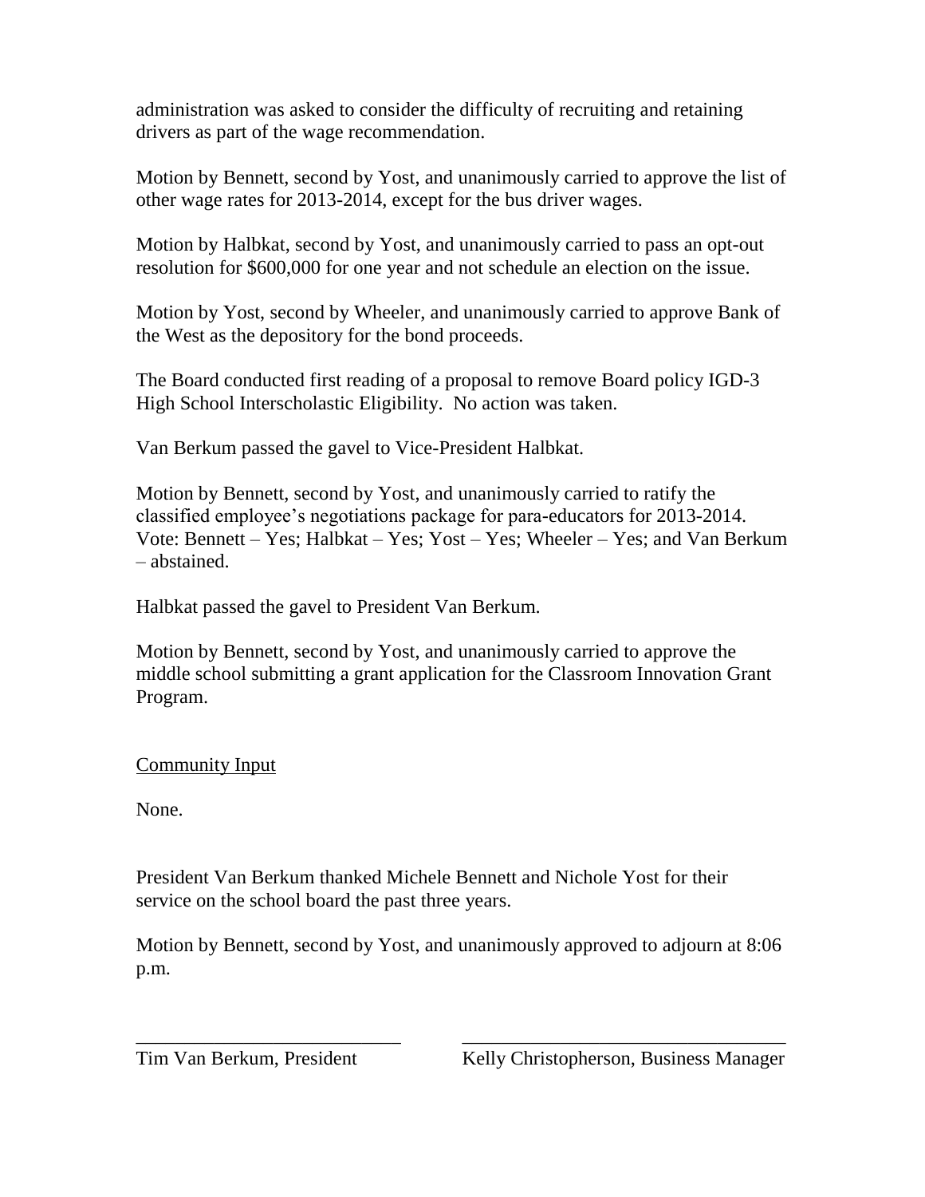administration was asked to consider the difficulty of recruiting and retaining drivers as part of the wage recommendation.

Motion by Bennett, second by Yost, and unanimously carried to approve the list of other wage rates for 2013-2014, except for the bus driver wages.

Motion by Halbkat, second by Yost, and unanimously carried to pass an opt-out resolution for $600,000 for one year and not schedule an election on the issue.

Motion by Yost, second by Wheeler, and unanimously carried to approve Bank of the West as the depository for the bond proceeds.

The Board conducted first reading of a proposal to remove Board policy IGD-3 High School Interscholastic Eligibility. No action was taken.

Van Berkum passed the gavel to Vice-President Halbkat.

Motion by Bennett, second by Yost, and unanimously carried to ratify the classified employee's negotiations package for para-educators for 2013-2014. Vote: Bennett – Yes; Halbkat – Yes; Yost – Yes; Wheeler – Yes; and Van Berkum – abstained.

Halbkat passed the gavel to President Van Berkum.

Motion by Bennett, second by Yost, and unanimously carried to approve the middle school submitting a grant application for the Classroom Innovation Grant Program.

<u>Community Input</u>

None.

President Van Berkum thanked Michele Bennett and Nichole Yost for their service on the school board the past three years.

Motion by Bennett, second by Yost, and unanimously approved to adjourn at 8:06 p.m.

\_\_\_\_\_\_\_\_\_\_\_\_\_\_\_\_\_\_\_\_\_\_\_\_\_\_\_\_ \_\_\_\_\_\_\_\_\_\_\_\_\_\_\_\_\_\_\_\_\_\_\_\_\_\_\_\_\_\_\_\_\_\_\_

Tim Van Berkum, President Kelly Christopherson, Business Manager